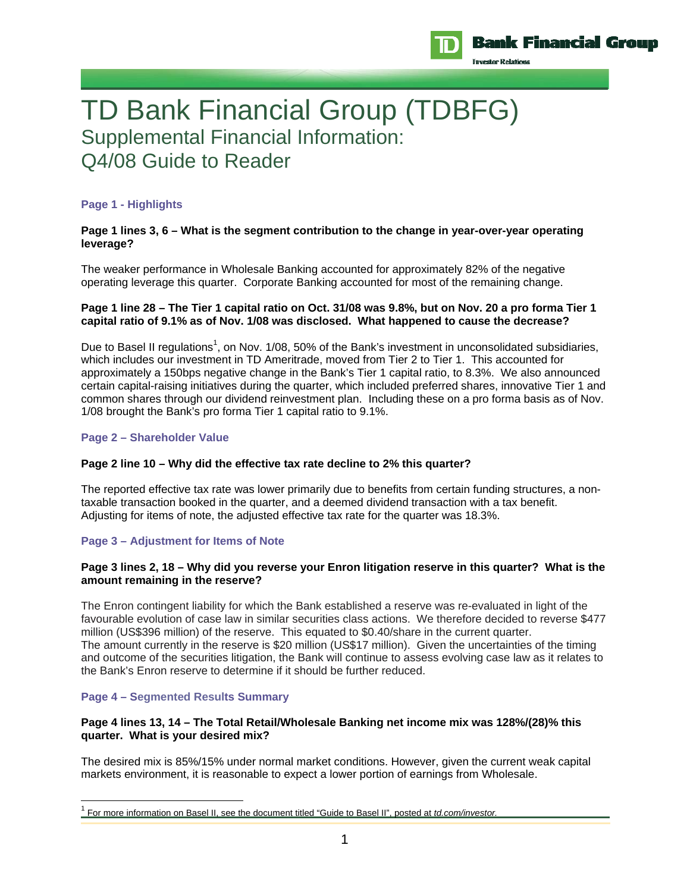Bank Financial Group

Investor Relations

# TD Bank Financial Group (TDBFG)

## Supplemental Financial Information: Q4/08 Guide to Reader

### Page 1 - Highlights

**Page 1 lines 3, 6 – What is the segment contribution to the change in year-over-year operating leverage?**

The weaker performance in Wholesale Banking accounted for approximately 82% of the negative operating leverage this quarter. Corporate Banking accounted for most of the remaining change.

**Page 1 line 28 – The Tier 1 capital ratio on Oct. 31/08 was 9.8%, but on Nov. 20 a pro forma Tier 1 capital ratio of 9.1% as of Nov. 1/08 was disclosed. What happened to cause the decrease?**

Due to Basel II regulations[1], on Nov. 1/08, 50% of the Bank's investment in unconsolidated subsidiaries, which includes our investment in TD Ameritrade, moved from Tier 2 to Tier 1. This accounted for approximately a 150bps negative change in the Bank's Tier 1 capital ratio, to 8.3%. We also announced certain capital-raising initiatives during the quarter, which included preferred shares, innovative Tier 1 and common shares through our dividend reinvestment plan. Including these on a pro forma basis as of Nov. 1/08 brought the Bank's pro forma Tier 1 capital ratio to 9.1%.

### Page 2 – Shareholder Value

**Page 2 line 10 – Why did the effective tax rate decline to 2% this quarter?**

The reported effective tax rate was lower primarily due to benefits from certain funding structures, a non-taxable transaction booked in the quarter, and a deemed dividend transaction with a tax benefit. Adjusting for items of note, the adjusted effective tax rate for the quarter was 18.3%.

### Page 3 – Adjustment for Items of Note

**Page 3 lines 2, 18 – Why did you reverse your Enron litigation reserve in this quarter? What is the amount remaining in the reserve?**

The Enron contingent liability for which the Bank established a reserve was re-evaluated in light of the favourable evolution of case law in similar securities class actions. We therefore decided to reverse $477 million (US$396 million) of the reserve. This equated to $0.40/share in the current quarter. The amount currently in the reserve is $20 million (US$17 million). Given the uncertainties of the timing and outcome of the securities litigation, the Bank will continue to assess evolving case law as it relates to the Bank's Enron reserve to determine if it should be further reduced.

### Page 4 – Segmented Results Summary

**Page 4 lines 13, 14 – The Total Retail/Wholesale Banking net income mix was 128%/(28)% this quarter. What is your desired mix?**

The desired mix is 85%/15% under normal market conditions. However, given the current weak capital markets environment, it is reasonable to expect a lower portion of earnings from Wholesale.

[1] For more information on Basel II, see the document titled "Guide to Basel II", posted at *td.com/investor.*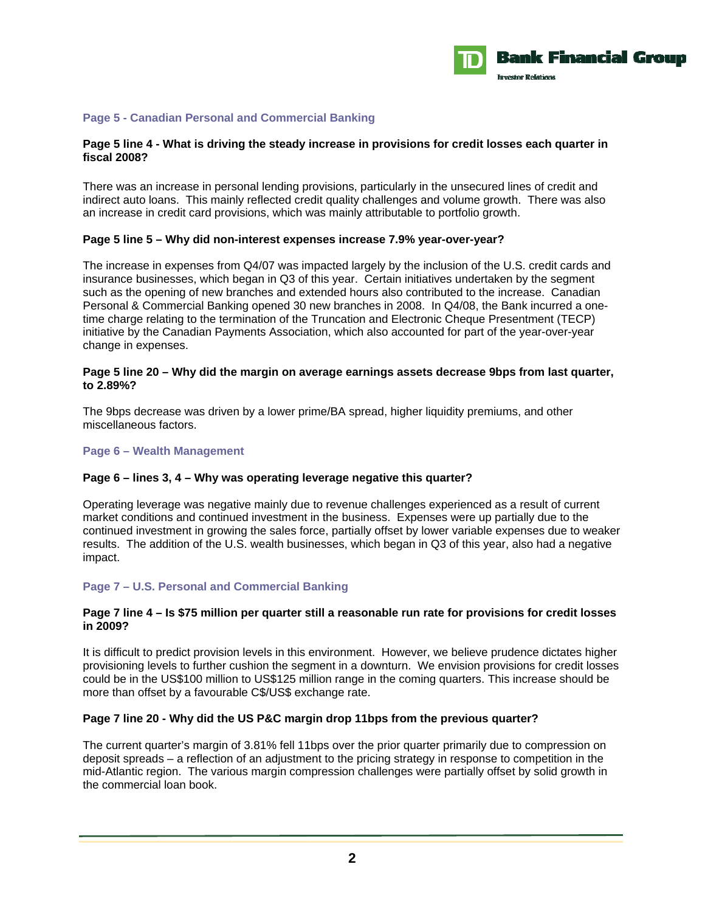## Page 5 - Canadian Personal and Commercial Banking

**Page 5 line 4 - What is driving the steady increase in provisions for credit losses each quarter in fiscal 2008?**

There was an increase in personal lending provisions, particularly in the unsecured lines of credit and indirect auto loans. This mainly reflected credit quality challenges and volume growth. There was also an increase in credit card provisions, which was mainly attributable to portfolio growth.

**Page 5 line 5 – Why did non-interest expenses increase 7.9% year-over-year?**

The increase in expenses from Q4/07 was impacted largely by the inclusion of the U.S. credit cards and insurance businesses, which began in Q3 of this year. Certain initiatives undertaken by the segment such as the opening of new branches and extended hours also contributed to the increase. Canadian Personal & Commercial Banking opened 30 new branches in 2008. In Q4/08, the Bank incurred a one-time charge relating to the termination of the Truncation and Electronic Cheque Presentment (TECP) initiative by the Canadian Payments Association, which also accounted for part of the year-over-year change in expenses.

**Page 5 line 20 – Why did the margin on average earnings assets decrease 9bps from last quarter, to 2.89%?**

The 9bps decrease was driven by a lower prime/BA spread, higher liquidity premiums, and other miscellaneous factors.

## Page 6 – Wealth Management

**Page 6 – lines 3, 4 – Why was operating leverage negative this quarter?**

Operating leverage was negative mainly due to revenue challenges experienced as a result of current market conditions and continued investment in the business. Expenses were up partially due to the continued investment in growing the sales force, partially offset by lower variable expenses due to weaker results. The addition of the U.S. wealth businesses, which began in Q3 of this year, also had a negative impact.

## Page 7 – U.S. Personal and Commercial Banking

**Page 7 line 4 – Is $75 million per quarter still a reasonable run rate for provisions for credit losses in 2009?**

It is difficult to predict provision levels in this environment. However, we believe prudence dictates higher provisioning levels to further cushion the segment in a downturn. We envision provisions for credit losses could be in the US$100 million to US$125 million range in the coming quarters. This increase should be more than offset by a favourable C$/US$ exchange rate.

**Page 7 line 20 - Why did the US P&C margin drop 11bps from the previous quarter?**

The current quarter's margin of 3.81% fell 11bps over the prior quarter primarily due to compression on deposit spreads – a reflection of an adjustment to the pricing strategy in response to competition in the mid-Atlantic region. The various margin compression challenges were partially offset by solid growth in the commercial loan book.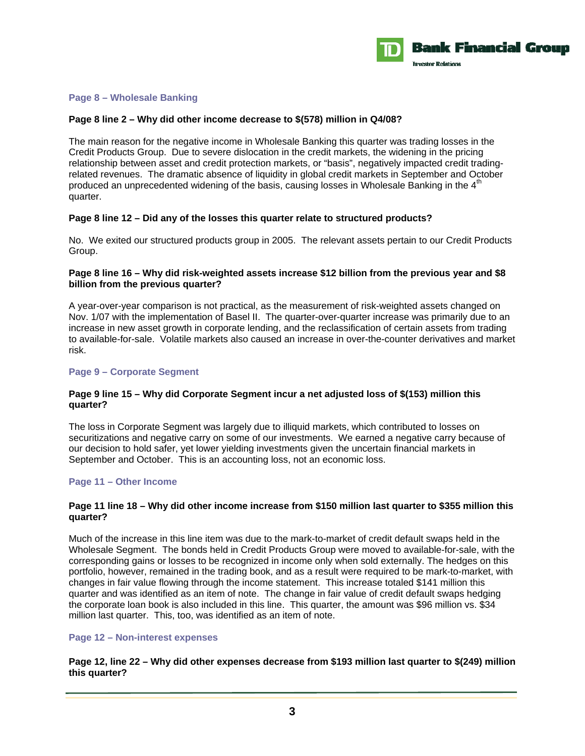## Page 8 – Wholesale Banking

**Page 8 line 2 – Why did other income decrease to $(578) million in Q4/08?**

The main reason for the negative income in Wholesale Banking this quarter was trading losses in the Credit Products Group. Due to severe dislocation in the credit markets, the widening in the pricing relationship between asset and credit protection markets, or "basis", negatively impacted credit trading-related revenues. The dramatic absence of liquidity in global credit markets in September and October produced an unprecedented widening of the basis, causing losses in Wholesale Banking in the 4th quarter.

**Page 8 line 12 – Did any of the losses this quarter relate to structured products?**

No. We exited our structured products group in 2005. The relevant assets pertain to our Credit Products Group.

**Page 8 line 16 – Why did risk-weighted assets increase $12 billion from the previous year and $8 billion from the previous quarter?**

A year-over-year comparison is not practical, as the measurement of risk-weighted assets changed on Nov. 1/07 with the implementation of Basel II. The quarter-over-quarter increase was primarily due to an increase in new asset growth in corporate lending, and the reclassification of certain assets from trading to available-for-sale. Volatile markets also caused an increase in over-the-counter derivatives and market risk.

## Page 9 – Corporate Segment

**Page 9 line 15 – Why did Corporate Segment incur a net adjusted loss of $(153) million this quarter?**

The loss in Corporate Segment was largely due to illiquid markets, which contributed to losses on securitizations and negative carry on some of our investments. We earned a negative carry because of our decision to hold safer, yet lower yielding investments given the uncertain financial markets in September and October. This is an accounting loss, not an economic loss.

## Page 11 – Other Income

**Page 11 line 18 – Why did other income increase from $150 million last quarter to $355 million this quarter?**

Much of the increase in this line item was due to the mark-to-market of credit default swaps held in the Wholesale Segment. The bonds held in Credit Products Group were moved to available-for-sale, with the corresponding gains or losses to be recognized in income only when sold externally. The hedges on this portfolio, however, remained in the trading book, and as a result were required to be mark-to-market, with changes in fair value flowing through the income statement. This increase totaled $141 million this quarter and was identified as an item of note. The change in fair value of credit default swaps hedging the corporate loan book is also included in this line. This quarter, the amount was $96 million vs. $34 million last quarter. This, too, was identified as an item of note.

## Page 12 – Non-interest expenses

**Page 12, line 22 – Why did other expenses decrease from $193 million last quarter to $(249) million this quarter?**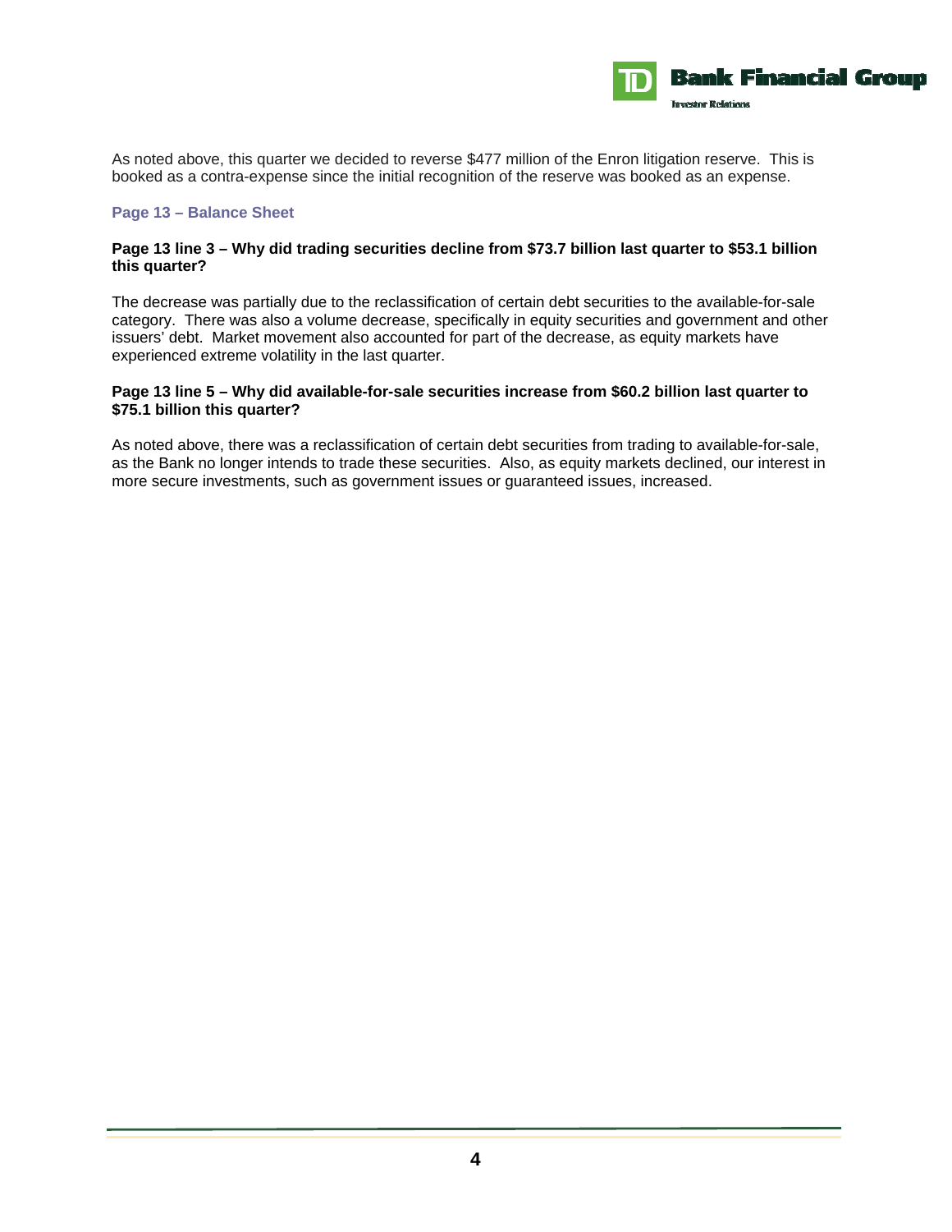As noted above, this quarter we decided to reverse $477 million of the Enron litigation reserve. This is booked as a contra-expense since the initial recognition of the reserve was booked as an expense.

### Page 13 – Balance Sheet

**Page 13 line 3 – Why did trading securities decline from $73.7 billion last quarter to $53.1 billion this quarter?**

The decrease was partially due to the reclassification of certain debt securities to the available-for-sale category. There was also a volume decrease, specifically in equity securities and government and other issuers' debt. Market movement also accounted for part of the decrease, as equity markets have experienced extreme volatility in the last quarter.

**Page 13 line 5 – Why did available-for-sale securities increase from $60.2 billion last quarter to $75.1 billion this quarter?**

As noted above, there was a reclassification of certain debt securities from trading to available-for-sale, as the Bank no longer intends to trade these securities. Also, as equity markets declined, our interest in more secure investments, such as government issues or guaranteed issues, increased.